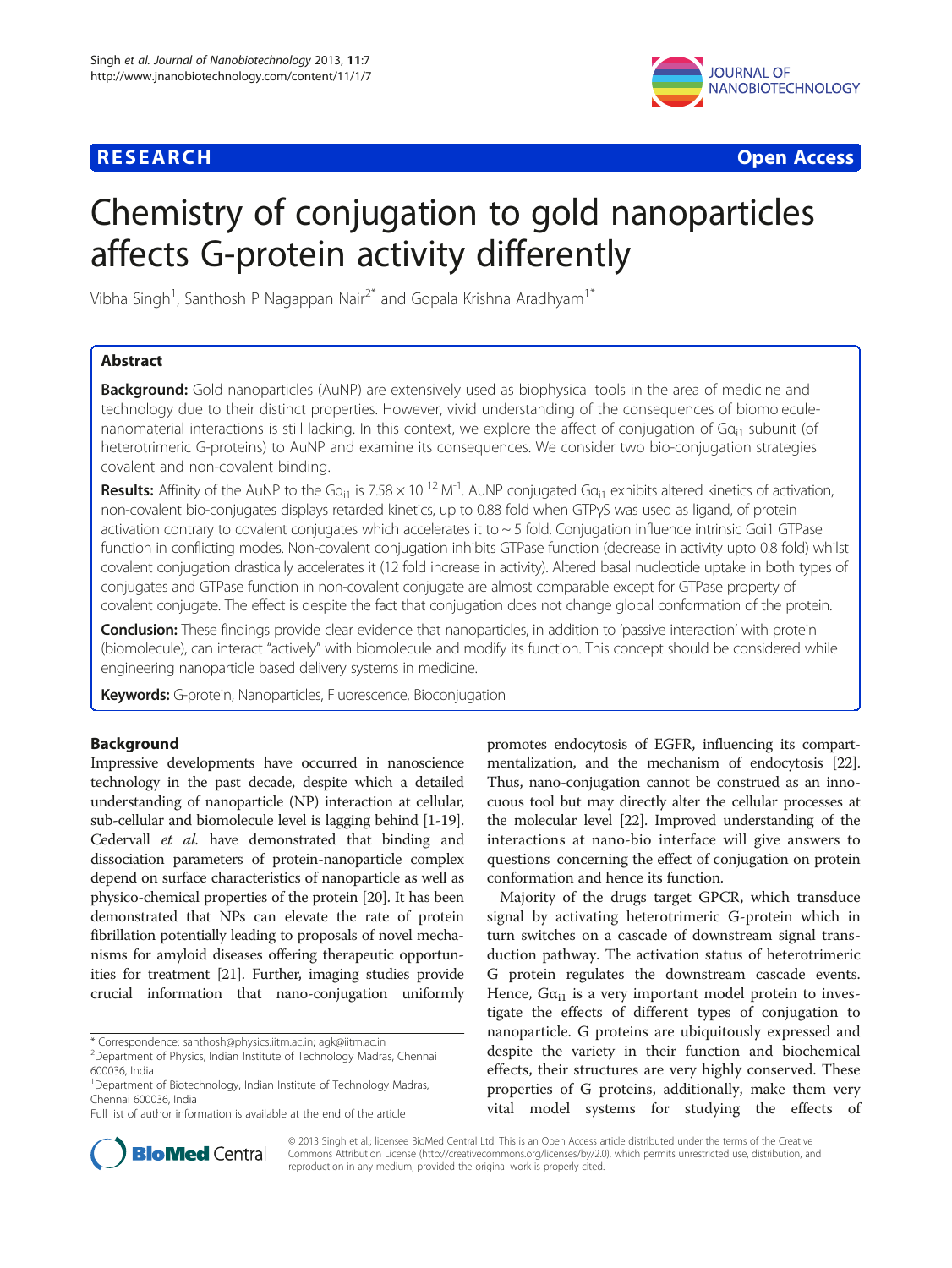RESEARCH Open Access

# Chemistry of conjugation to gold nanoparticles affects G-protein activity differently

Vibha Singh[1], Santhosh P Nagappan Nair[2*] and Gopala Krishna Aradhyam[1*]

## Abstract

**Background:** Gold nanoparticles (AuNP) are extensively used as biophysical tools in the area of medicine and technology due to their distinct properties. However, vivid understanding of the consequences of biomolecule-nanomaterial interactions is still lacking. In this context, we explore the affect of conjugation of $G\alpha_{i1}$ subunit (of heterotrimeric G-proteins) to AuNP and examine its consequences. We consider two bio-conjugation strategies covalent and non-covalent binding.

**Results:** Affinity of the AuNP to the $G\alpha_{i1}$ is $7.58 \times 10^{12}$ $M^{-1}$. AuNP conjugated $G\alpha_{i1}$ exhibits altered kinetics of activation, non-covalent bio-conjugates displays retarded kinetics, up to 0.88 fold when GTPγS was used as ligand, of protein activation contrary to covalent conjugates which accelerates it to ~ 5 fold. Conjugation influence intrinsic Gαi1 GTPase function in conflicting modes. Non-covalent conjugation inhibits GTPase function (decrease in activity upto 0.8 fold) whilst covalent conjugation drastically accelerates it (12 fold increase in activity). Altered basal nucleotide uptake in both types of conjugates and GTPase function in non-covalent conjugate are almost comparable except for GTPase property of covalent conjugate. The effect is despite the fact that conjugation does not change global conformation of the protein.

**Conclusion:** These findings provide clear evidence that nanoparticles, in addition to 'passive interaction' with protein (biomolecule), can interact "actively" with biomolecule and modify its function. This concept should be considered while engineering nanoparticle based delivery systems in medicine.

**Keywords:** G-protein, Nanoparticles, Fluorescence, Bioconjugation

## Background

Impressive developments have occurred in nanoscience technology in the past decade, despite which a detailed understanding of nanoparticle (NP) interaction at cellular, sub-cellular and biomolecule level is lagging behind [1-19]. Cedervall *et al.* have demonstrated that binding and dissociation parameters of protein-nanoparticle complex depend on surface characteristics of nanoparticle as well as physico-chemical properties of the protein [20]. It has been demonstrated that NPs can elevate the rate of protein fibrillation potentially leading to proposals of novel mechanisms for amyloid diseases offering therapeutic opportunities for treatment [21]. Further, imaging studies provide crucial information that nano-conjugation uniformly promotes endocytosis of EGFR, influencing its compartmentalization, and the mechanism of endocytosis [22]. Thus, nano-conjugation cannot be construed as an innocuous tool but may directly alter the cellular processes at the molecular level [22]. Improved understanding of the interactions at nano-bio interface will give answers to questions concerning the effect of conjugation on protein conformation and hence its function.

Majority of the drugs target GPCR, which transduce signal by activating heterotrimeric G-protein which in turn switches on a cascade of downstream signal transduction pathway. The activation status of heterotrimeric G protein regulates the downstream cascade events. Hence, $G\alpha_{i1}$ is a very important model protein to investigate the effects of different types of conjugation to nanoparticle. G proteins are ubiquitously expressed and despite the variety in their function and biochemical effects, their structures are very highly conserved. These properties of G proteins, additionally, make them very vital model systems for studying the effects of

\* Correspondence: santhosh@physics.iitm.ac.in; agk@iitm.ac.in
[2]Department of Physics, Indian Institute of Technology Madras, Chennai 600036, India
[1]Department of Biotechnology, Indian Institute of Technology Madras, Chennai 600036, India
Full list of author information is available at the end of the article

© 2013 Singh et al.; licensee BioMed Central Ltd. This is an Open Access article distributed under the terms of the Creative Commons Attribution License (http://creativecommons.org/licenses/by/2.0), which permits unrestricted use, distribution, and reproduction in any medium, provided the original work is properly cited.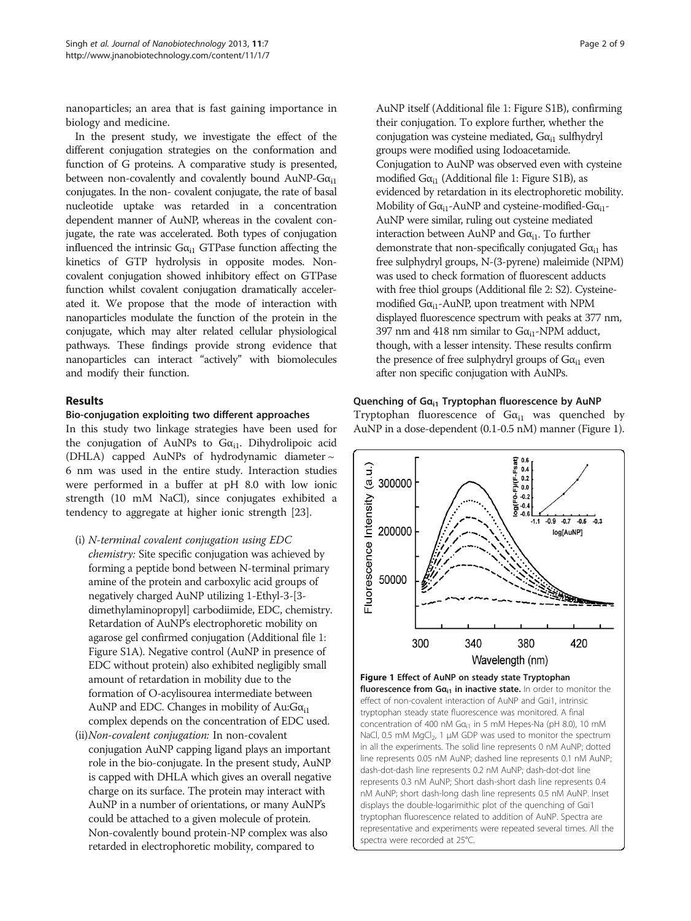nanoparticles; an area that is fast gaining importance in biology and medicine.

In the present study, we investigate the effect of the different conjugation strategies on the conformation and function of G proteins. A comparative study is presented, between non-covalently and covalently bound AuNP-G$\alpha_{i1}$ conjugates. In the non- covalent conjugate, the rate of basal nucleotide uptake was retarded in a concentration dependent manner of AuNP, whereas in the covalent conjugate, the rate was accelerated. Both types of conjugation influenced the intrinsic G$\alpha_{i1}$ GTPase function affecting the kinetics of GTP hydrolysis in opposite modes. Non-covalent conjugation showed inhibitory effect on GTPase function whilst covalent conjugation dramatically accelerated it. We propose that the mode of interaction with nanoparticles modulate the function of the protein in the conjugate, which may alter related cellular physiological pathways. These findings provide strong evidence that nanoparticles can interact "actively" with biomolecules and modify their function.

## Results

### Bio-conjugation exploiting two different approaches

In this study two linkage strategies have been used for the conjugation of AuNPs to G$\alpha_{i1}$. Dihydrolipoic acid (DHLA) capped AuNPs of hydrodynamic diameter ~ 6 nm was used in the entire study. Interaction studies were performed in a buffer at pH 8.0 with low ionic strength (10 mM NaCl), since conjugates exhibited a tendency to aggregate at higher ionic strength [23].

(i) *N-terminal covalent conjugation using EDC chemistry:* Site specific conjugation was achieved by forming a peptide bond between N-terminal primary amine of the protein and carboxylic acid groups of negatively charged AuNP utilizing 1-Ethyl-3-[3-dimethylaminopropyl] carbodiimide, EDC, chemistry. Retardation of AuNP's electrophoretic mobility on agarose gel confirmed conjugation (Additional file 1: Figure S1A). Negative control (AuNP in presence of EDC without protein) also exhibited negligibly small amount of retardation in mobility due to the formation of O-acylisourea intermediate between AuNP and EDC. Changes in mobility of Au:G$\alpha_{i1}$ complex depends on the concentration of EDC used.

(ii) *Non-covalent conjugation:* In non-covalent conjugation AuNP capping ligand plays an important role in the bio-conjugate. In the present study, AuNP is capped with DHLA which gives an overall negative charge on its surface. The protein may interact with AuNP in a number of orientations, or many AuNP's could be attached to a given molecule of protein. Non-covalently bound protein-NP complex was also retarded in electrophoretic mobility, compared to AuNP itself (Additional file 1: Figure S1B), confirming their conjugation. To explore further, whether the conjugation was cysteine mediated, G$\alpha_{i1}$ sulfhydryl groups were modified using Iodoacetamide. Conjugation to AuNP was observed even with cysteine modified G$\alpha_{i1}$ (Additional file 1: Figure S1B), as evidenced by retardation in its electrophoretic mobility. Mobility of G$\alpha_{i1}$-AuNP and cysteine-modified-G$\alpha_{i1}$-AuNP were similar, ruling out cysteine mediated interaction between AuNP and G$\alpha_{i1}$. To further demonstrate that non-specifically conjugated G$\alpha_{i1}$ has free sulphydryl groups, N-(3-pyrene) maleimide (NPM) was used to check formation of fluorescent adducts with free thiol groups (Additional file 2: S2). Cysteine-modified G$\alpha_{i1}$-AuNP, upon treatment with NPM displayed fluorescence spectrum with peaks at 377 nm, 397 nm and 418 nm similar to G$\alpha_{i1}$-NPM adduct, though, with a lesser intensity. These results confirm the presence of free sulphydryl groups of G$\alpha_{i1}$ even after non specific conjugation with AuNPs.

### Quenching of G$\alpha_{i1}$ Tryptophan fluorescence by AuNP

Tryptophan fluorescence of G$\alpha_{i1}$ was quenched by AuNP in a dose-dependent (0.1-0.5 nM) manner (Figure 1).

**Figure 1 Effect of AuNP on steady state Tryptophan fluorescence from G$\alpha_{i1}$ in inactive state.** In order to monitor the effect of non-covalent interaction of AuNP and G$\alpha$i1, intrinsic tryptophan steady state fluorescence was monitored. A final concentration of 400 nM G$\alpha_{i1}$ in 5 mM Hepes-Na (pH 8.0), 10 mM NaCl, 0.5 mM $MgCl_2$, 1 μM GDP was used to monitor the spectrum in all the experiments. The solid line represents 0 nM AuNP; dotted line represents 0.05 nM AuNP; dashed line represents 0.1 nM AuNP; dash-dot-dash line represents 0.2 nM AuNP; dash-dot-dot line represents 0.3 nM AuNP; Short dash-short dash line represents 0.4 nM AuNP; short dash-long dash line represents 0.5 nM AuNP. Inset displays the double-logarimithic plot of the quenching of G$\alpha$i1 tryptophan fluorescence related to addition of AuNP. Spectra are representative and experiments were repeated several times. All the spectra were recorded at 25°C.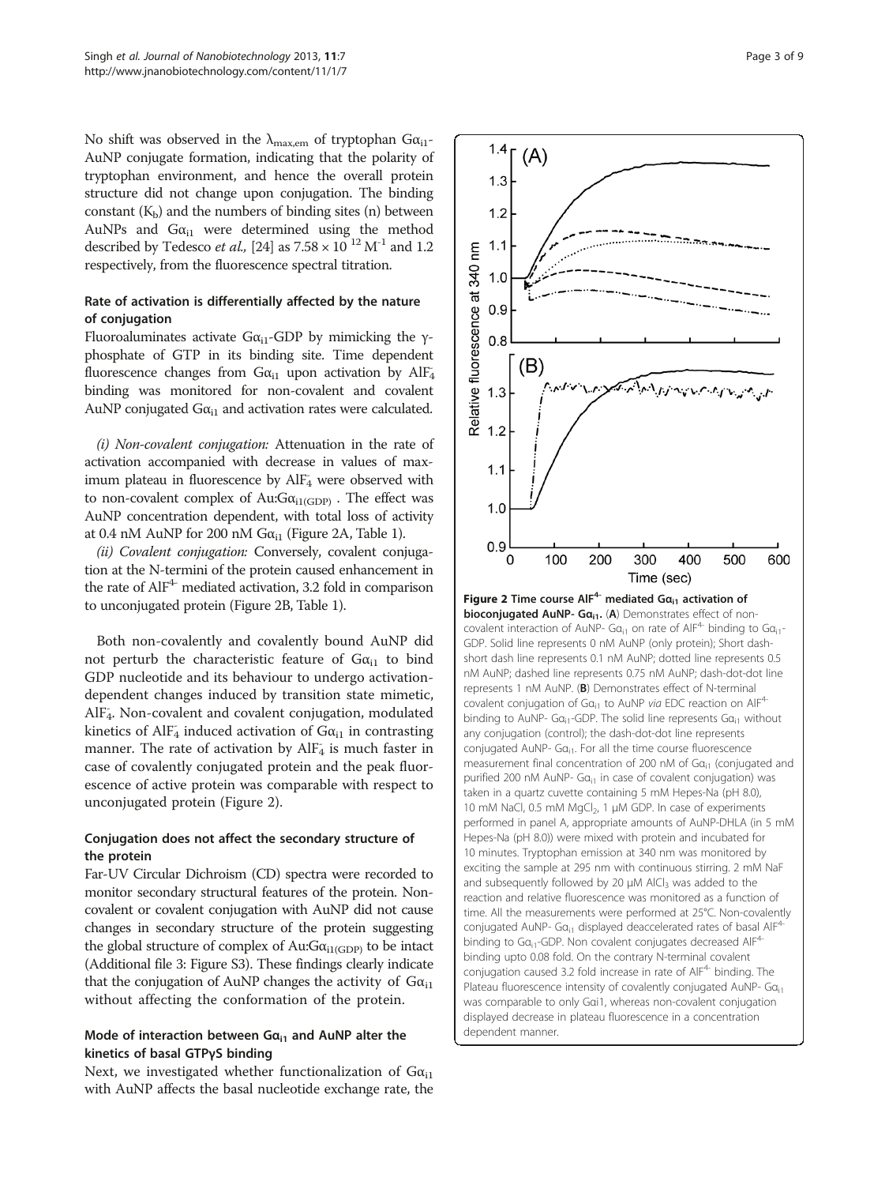No shift was observed in the $\lambda_{max,em}$ of tryptophan $G\alpha_{i1}$-AuNP conjugate formation, indicating that the polarity of tryptophan environment, and hence the overall protein structure did not change upon conjugation. The binding constant ($K_b$) and the numbers of binding sites (n) between AuNPs and $G\alpha_{i1}$ were determined using the method described by Tedesco *et al.,* [24] as $7.58 \times 10^{12}\ M^{-1}$ and 1.2 respectively, from the fluorescence spectral titration.

### Rate of activation is differentially affected by the nature of conjugation

Fluoroaluminates activate $G\alpha_{i1}$-GDP by mimicking the γ-phosphate of GTP in its binding site. Time dependent fluorescence changes from $G\alpha_{i1}$ upon activation by $AlF_4^-$ binding was monitored for non-covalent and covalent AuNP conjugated $G\alpha_{i1}$ and activation rates were calculated.

*(i) Non-covalent conjugation:* Attenuation in the rate of activation accompanied with decrease in values of maximum plateau in fluorescence by $AlF_4^-$ were observed with to non-covalent complex of $Au{:}G\alpha_{i1(GDP)}$ . The effect was AuNP concentration dependent, with total loss of activity at 0.4 nM AuNP for 200 nM $G\alpha_{i1}$ (Figure 2A, Table 1).

*(ii) Covalent conjugation:* Conversely, covalent conjugation at the N-termini of the protein caused enhancement in the rate of $AlF^{4-}$ mediated activation, 3.2 fold in comparison to unconjugated protein (Figure 2B, Table 1).

Both non-covalently and covalently bound AuNP did not perturb the characteristic feature of $G\alpha_{i1}$ to bind GDP nucleotide and its behaviour to undergo activation-dependent changes induced by transition state mimetic, $AlF_4^-$. Non-covalent and covalent conjugation, modulated kinetics of $AlF_4^-$ induced activation of $G\alpha_{i1}$ in contrasting manner. The rate of activation by $AlF_4^-$ is much faster in case of covalently conjugated protein and the peak fluorescence of active protein was comparable with respect to unconjugated protein (Figure 2).

### Conjugation does not affect the secondary structure of the protein

Far-UV Circular Dichroism (CD) spectra were recorded to monitor secondary structural features of the protein. Non-covalent or covalent conjugation with AuNP did not cause changes in secondary structure of the protein suggesting the global structure of complex of $Au{:}G\alpha_{i1(GDP)}$ to be intact (Additional file 3: Figure S3). These findings clearly indicate that the conjugation of AuNP changes the activity of $G\alpha_{i1}$ without affecting the conformation of the protein.

### Mode of interaction between $G\alpha_{i1}$ and AuNP alter the kinetics of basal GTPγS binding

Next, we investigated whether functionalization of $G\alpha_{i1}$ with AuNP affects the basal nucleotide exchange rate, the

**Figure 2 Time course $AlF^{4-}$ mediated $G\alpha_{i1}$ activation of bioconjugated AuNP- $G\alpha_{i1}$.** (**A**) Demonstrates effect of non-covalent interaction of AuNP- $G\alpha_{i1}$ on rate of $AlF^{4-}$ binding to $G\alpha_{i1}$-GDP. Solid line represents 0 nM AuNP (only protein); Short dash-short dash line represents 0.1 nM AuNP; dotted line represents 0.5 nM AuNP; dashed line represents 0.75 nM AuNP; dash-dot-dot line represents 1 nM AuNP. (**B**) Demonstrates effect of N-terminal covalent conjugation of $G\alpha_{i1}$ to AuNP *via* EDC reaction on $AlF^{4-}$ binding to AuNP- $G\alpha_{i1}$-GDP. The solid line represents $G\alpha_{i1}$ without any conjugation (control); the dash-dot-dot line represents conjugated AuNP- $G\alpha_{i1}$. For all the time course fluorescence measurement final concentration of 200 nM of $G\alpha_{i1}$ (conjugated and purified 200 nM AuNP- $G\alpha_{i1}$ in case of covalent conjugation) was taken in a quartz cuvette containing 5 mM Hepes-Na (pH 8.0), 10 mM NaCl, 0.5 mM $MgCl_2$, 1 μM GDP. In case of experiments performed in panel A, appropriate amounts of AuNP-DHLA (in 5 mM Hepes-Na (pH 8.0)) were mixed with protein and incubated for 10 minutes. Tryptophan emission at 340 nm was monitored by exciting the sample at 295 nm with continuous stirring. 2 mM NaF and subsequently followed by 20 μM $AlCl_3$ was added to the reaction and relative fluorescence was monitored as a function of time. All the measurements were performed at 25°C. Non-covalently conjugated AuNP- $G\alpha_{i1}$ displayed deaccelerated rates of basal $AlF^{4-}$ binding to $G\alpha_{i1}$-GDP. Non covalent conjugates decreased $AlF^{4-}$ binding upto 0.08 fold. On the contrary N-terminal covalent conjugation caused 3.2 fold increase in rate of $AlF^{4-}$ binding. The Plateau fluorescence intensity of covalently conjugated AuNP- $G\alpha_{i1}$ was comparable to only Gαi1, whereas non-covalent conjugation displayed decrease in plateau fluorescence in a concentration dependent manner.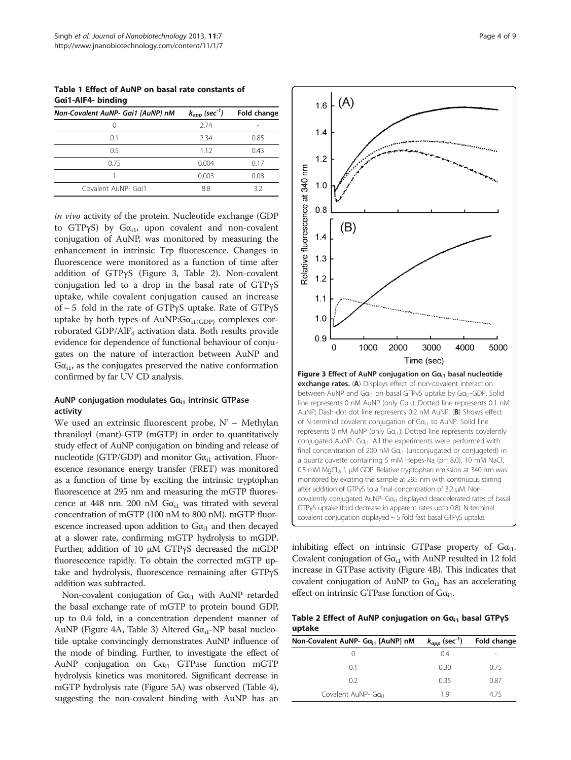**Table 1 Effect of AuNP on basal rate constants of Gαi1-AlF4- binding**

| *Non-Covalent AuNP- Gai1 [AuNP] nM* | $k_{app}$ ($sec^{-1}$) | Fold change |
|---|---|---|
| 0 | 2.74 | - |
| 0.1 | 2.34 | 0.85 |
| 0.5 | 1.12 | 0.43 |
| 0.75 | 0.004 | 0.17 |
| 1 | 0.003 | 0.08 |
| Covalent AuNP- Gαi1 | 8.8 | 3.2 |

*in vivo* activity of the protein. Nucleotide exchange (GDP to GTPγS) by $G\alpha_{i1}$, upon covalent and non-covalent conjugation of AuNP, was monitored by measuring the enhancement in intrinsic Trp fluorescence. Changes in fluorescence were monitored as a function of time after addition of GTPγS (Figure 3, Table 2). Non-covalent conjugation led to a drop in the basal rate of GTPγS uptake, while covalent conjugation caused an increase of ~ 5 fold in the rate of GTPγS uptake. Rate of GTPγS uptake by both types of AuNP:$G\alpha_{i1(GDP)}$ complexes corroborated GDP/$AlF_4^-$ activation data. Both results provide evidence for dependence of functional behaviour of conjugates on the nature of interaction between AuNP and $G\alpha_{i1}$, as the conjugates preserved the native conformation confirmed by far UV CD analysis.

### AuNP conjugation modulates $G\alpha_{i1}$ intrinsic GTPase activity

We used an extrinsic fluorescent probe, N' – Methylan thraniloyl (mant)-GTP (mGTP) in order to quantitatively study effect of AuNP conjugation on binding and release of nucleotide (GTP/GDP) and monitor $G\alpha_{i1}$ activation. Fluorescence resonance energy transfer (FRET) was monitored as a function of time by exciting the intrinsic tryptophan fluorescence at 295 nm and measuring the mGTP fluorescence at 448 nm. 200 nM $G\alpha_{i1}$ was titrated with several concentration of mGTP (100 nM to 800 nM). mGTP fluorescence increased upon addition to $G\alpha_{i1}$ and then decayed at a slower rate, confirming mGTP hydrolysis to mGDP. Further, addition of 10 μM GTPγS decreased the mGDP fluoresecence rapidly. To obtain the corrected mGTP uptake and hydrolysis, fluorescence remaining after GTPγS addition was subtracted.

Non-covalent conjugation of $G\alpha_{i1}$ with AuNP retarded the basal exchange rate of mGTP to protein bound GDP, up to 0.4 fold, in a concentration dependent manner of AuNP (Figure 4A, Table 3) Altered $G\alpha_{i1}$-NP basal nucleotide uptake convincingly demonstrates AuNP influence of the mode of binding. Further, to investigate the effect of AuNP conjugation on $G\alpha_{i1}$ GTPase function mGTP hydrolysis kinetics was monitored. Significant decrease in mGTP hydrolysis rate (Figure 5A) was observed (Table 4), suggesting the non-covalent binding with AuNP has an inhibiting effect on intrinsic GTPase property of $G\alpha_{i1}$. Covalent conjugation of $G\alpha_{i1}$ with AuNP resulted in 12 fold increase in GTPase activity (Figure 4B). This indicates that covalent conjugation of AuNP to $G\alpha_{i1}$ has an accelerating effect on intrinsic GTPase function of $G\alpha_{i1}$.

**Figure 3 Effect of AuNP conjugation on $G\alpha_{i1}$ basal nucleotide exchange rates.** (**A**) Displays effect of non-covalent interaction between AuNP and $G\alpha_{i1}$ on basal GTPγS uptake by $G\alpha_{i1}$-GDP. Solid line represents 0 nM AuNP (only $G\alpha_{i1}$); Dotted line represents 0.1 nM AuNP; Dash-dot-dot line represents 0.2 nM AuNP. (**B**) Shows effect of N-terminal covalent conjugation of $G\alpha_{i1}$ to AuNP. Solid line represents 0 nM AuNP (only $G\alpha_{i1}$); Dotted line represents covalently conjugated AuNP- $G\alpha_{i1}$. All the experiments were performed with final concentration of 200 nM $G\alpha_{i1}$ (unconjugated or conjugated) in a quartz cuvette containing 5 mM Hepes-Na (pH 8.0), 10 mM NaCl, 0.5 mM $MgCl_2$, 1 μM GDP. Relative tryptophan emission at 340 nm was monitored by exciting the sample at 295 nm with continuous stirring after addition of GTPγS to a final concentration of 3.2 μM. Non-covalently conjugated AuNP- $G\alpha_{i1}$ displayed deaccelerated rates of basal GTPγS uptake (fold decrease in apparent rates upto 0.8). N-terminal covalent conjugation displayed ~ 5 fold fast basal GTPγS uptake.

**Table 2 Effect of AuNP conjugation on $G\alpha_{i1}$ basal GTPγS uptake**

| Non-Covalent AuNP- $G\alpha_{i1}$ [AuNP] nM | $k_{app}$ ($sec^{-1}$) | Fold change |
|---|---|---|
| 0 | 0.4 | - |
| 0.1 | 0.30 | 0.75 |
| 0.2 | 0.35 | 0.87 |
| Covalent AuNP- $G\alpha_{i1}$ | 1.9 | 4.75 |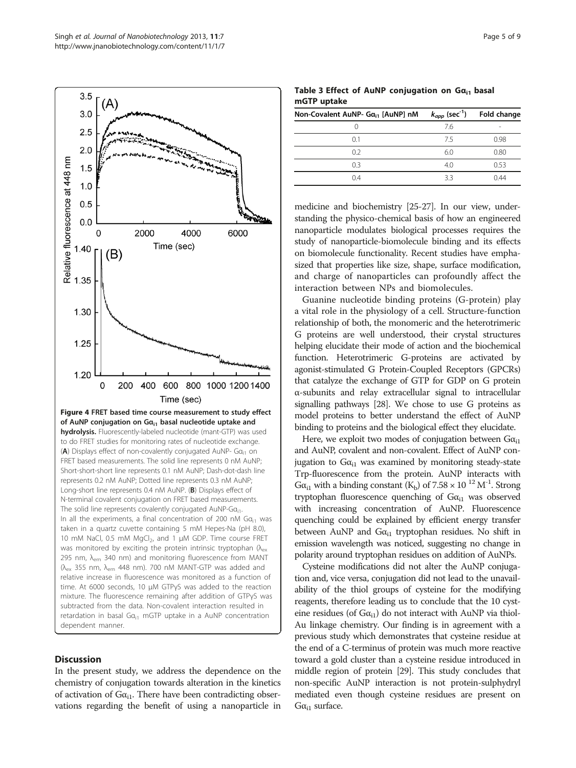**Figure 4 FRET based time course measurement to study effect of AuNP conjugation on $G\alpha_{i1}$ basal nucleotide uptake and hydrolysis.** Fluorescently-labeled nucleotide (mant-GTP) was used to do FRET studies for monitoring rates of nucleotide exchange. (**A**) Displays effect of non-covalently conjugated AuNP- $G\alpha_{i1}$ on FRET based measurements. The solid line represents 0 nM AuNP; Short-short-short line represents 0.1 nM AuNP; Dash-dot-dash line represents 0.2 nM AuNP; Dotted line represents 0.3 nM AuNP; Long-short line represents 0.4 nM AuNP. (**B**) Displays effect of N-terminal covalent conjugation on FRET based measurements. The solid line represents covalently conjugated AuNP-$G\alpha_{i1}$. In all the experiments, a final concentration of 200 nM $G\alpha_{i1}$ was taken in a quartz cuvette containing 5 mM Hepes-Na (pH 8.0), 10 mM NaCl, 0.5 mM $MgCl_2$, and 1 μM GDP. Time course FRET was monitored by exciting the protein intrinsic tryptophan ($\lambda_{ex}$ 295 nm, $\lambda_{em}$ 340 nm) and monitoring fluorescence from MANT ($\lambda_{ex}$ 355 nm, $\lambda_{em}$ 448 nm). 700 nM MANT-GTP was added and relative increase in fluorescence was monitored as a function of time. At 6000 seconds, 10 μM GTPγS was added to the reaction mixture. The fluorescence remaining after addition of GTPγS was subtracted from the data. Non-covalent interaction resulted in retardation in basal $G\alpha_{i1}$ mGTP uptake in a AuNP concentration dependent manner.

**Table 3 Effect of AuNP conjugation on $G\alpha_{i1}$ basal mGTP uptake**

| Non-Covalent AuNP- $G\alpha_{i1}$ [AuNP] nM | $k_{app}$ ($sec^{-1}$) | Fold change |
|---|---|---|
| 0 | 7.6 | - |
| 0.1 | 7.5 | 0.98 |
| 0.2 | 6.0 | 0.80 |
| 0.3 | 4.0 | 0.53 |
| 0.4 | 3.3 | 0.44 |

## Discussion

In the present study, we address the dependence on the chemistry of conjugation towards alteration in the kinetics of activation of $G\alpha_{i1}$. There have been contradicting observations regarding the benefit of using a nanoparticle in medicine and biochemistry [25-27]. In our view, understanding the physico-chemical basis of how an engineered nanoparticle modulates biological processes requires the study of nanoparticle-biomolecule binding and its effects on biomolecule functionality. Recent studies have emphasized that properties like size, shape, surface modification, and charge of nanoparticles can profoundly affect the interaction between NPs and biomolecules.

Guanine nucleotide binding proteins (G-protein) play a vital role in the physiology of a cell. Structure-function relationship of both, the monomeric and the heterotrimeric G proteins are well understood, their crystal structures helping elucidate their mode of action and the biochemical function. Heterotrimeric G-proteins are activated by agonist-stimulated G Protein-Coupled Receptors (GPCRs) that catalyze the exchange of GTP for GDP on G protein α-subunits and relay extracellular signal to intracellular signalling pathways [28]. We chose to use G proteins as model proteins to better understand the effect of AuNP binding to proteins and the biological effect they elucidate.

Here, we exploit two modes of conjugation between $G\alpha_{i1}$ and AuNP, covalent and non-covalent. Effect of AuNP conjugation to $G\alpha_{i1}$ was examined by monitoring steady-state Trp-fluorescence from the protein. AuNP interacts with $G\alpha_{i1}$ with a binding constant ($K_b$) of $7.58 \times 10^{12}$ $M^{-1}$. Strong tryptophan fluorescence quenching of $G\alpha_{i1}$ was observed with increasing concentration of AuNP. Fluorescence quenching could be explained by efficient energy transfer between AuNP and $G\alpha_{i1}$ tryptophan residues. No shift in emission wavelength was noticed, suggesting no change in polarity around tryptophan residues on addition of AuNPs.

Cysteine modifications did not alter the AuNP conjugation and, vice versa, conjugation did not lead to the unavailability of the thiol groups of cysteine for the modifying reagents, therefore leading us to conclude that the 10 cysteine residues (of $G\alpha_{i1}$) do not interact with AuNP via thiol-Au linkage chemistry. Our finding is in agreement with a previous study which demonstrates that cysteine residue at the end of a C-terminus of protein was much more reactive toward a gold cluster than a cysteine residue introduced in middle region of protein [29]. This study concludes that non-specific AuNP interaction is not protein-sulphydryl mediated even though cysteine residues are present on $G\alpha_{i1}$ surface.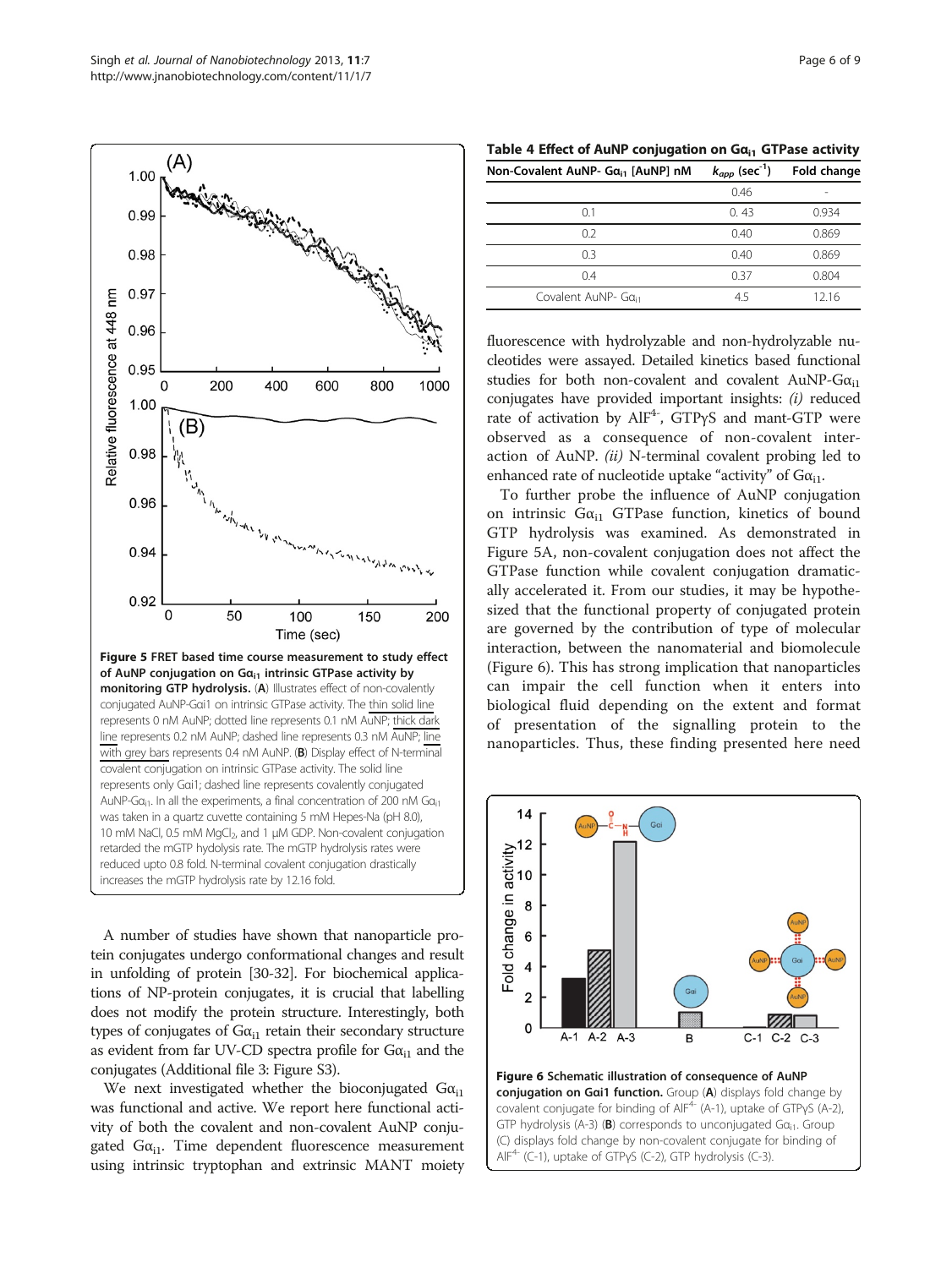Figure 5 **FRET based time course measurement to study effect of AuNP conjugation on $G\alpha_{i1}$ intrinsic GTPase activity by monitoring GTP hydrolysis.** (**A**) Illustrates effect of non-covalently conjugated AuNP-Gαi1 on intrinsic GTPase activity. The thin solid line represents 0 nM AuNP; dotted line represents 0.1 nM AuNP; thick dark line represents 0.2 nM AuNP; dashed line represents 0.3 nM AuNP; line with grey bars represents 0.4 nM AuNP. (**B**) Display effect of N-terminal covalent conjugation on intrinsic GTPase activity. The solid line represents only Gαi1; dashed line represents covalently conjugated AuNP-$G\alpha_{i1}$. In all the experiments, a final concentration of 200 nM $G\alpha_{i1}$ was taken in a quartz cuvette containing 5 mM Hepes-Na (pH 8.0), 10 mM NaCl, 0.5 mM $MgCl_2$, and 1 μM GDP. Non-covalent conjugation retarded the mGTP hydrolysis rate. The mGTP hydrolysis rates were reduced upto 0.8 fold. N-terminal covalent conjugation drastically increases the mGTP hydrolysis rate by 12.16 fold.

A number of studies have shown that nanoparticle protein conjugates undergo conformational changes and result in unfolding of protein [30-32]. For biochemical applications of NP-protein conjugates, it is crucial that labelling does not modify the protein structure. Interestingly, both types of conjugates of $G\alpha_{i1}$ retain their secondary structure as evident from far UV-CD spectra profile for $G\alpha_{i1}$ and the conjugates (Additional file 3: Figure S3).

We next investigated whether the bioconjugated $G\alpha_{i1}$ was functional and active. We report here functional activity of both the covalent and non-covalent AuNP conjugated $G\alpha_{i1}$. Time dependent fluorescence measurement using intrinsic tryptophan and extrinsic MANT moiety fluorescence with hydrolyzable and non-hydrolyzable nucleotides were assayed. Detailed kinetics based functional studies for both non-covalent and covalent AuNP-$G\alpha_{i1}$ conjugates have provided important insights: *(i)* reduced rate of activation by $AlF^{4-}$, GTPγS and mant-GTP were observed as a consequence of non-covalent interaction of AuNP. *(ii)* N-terminal covalent probing led to enhanced rate of nucleotide uptake "activity" of $G\alpha_{i1}$.

To further probe the influence of AuNP conjugation on intrinsic $G\alpha_{i1}$ GTPase function, kinetics of bound GTP hydrolysis was examined. As demonstrated in Figure 5A, non-covalent conjugation does not affect the GTPase function while covalent conjugation dramatically accelerated it. From our studies, it may be hypothesized that the functional property of conjugated protein are governed by the contribution of type of molecular interaction, between the nanomaterial and biomolecule (Figure 6). This has strong implication that nanoparticles can impair the cell function when it enters into biological fluid depending on the extent and format of presentation of the signalling protein to the nanoparticles. Thus, these finding presented here need

**Table 4 Effect of AuNP conjugation on $G\alpha_{i1}$ GTPase activity**

| Non-Covalent AuNP- $G\alpha_{i1}$ [AuNP] nM | $k_{app}$ ($sec^{-1}$) | Fold change |
|---|---|---|
| | 0.46 | - |
| 0.1 | 0. 43 | 0.934 |
| 0.2 | 0.40 | 0.869 |
| 0.3 | 0.40 | 0.869 |
| 0.4 | 0.37 | 0.804 |
| Covalent AuNP- $G\alpha_{i1}$ | 4.5 | 12.16 |

**Figure 6 Schematic illustration of consequence of AuNP conjugation on Gαi1 function.** Group (**A**) displays fold change by covalent conjugate for binding of $AlF^{4-}$ (A-1), uptake of GTPγS (A-2), GTP hydrolysis (A-3) (**B**) corresponds to unconjugated $G\alpha_{i1}$. Group (C) displays fold change by non-covalent conjugate for binding of $AlF^{4-}$ (C-1), uptake of GTPγS (C-2), GTP hydrolysis (C-3).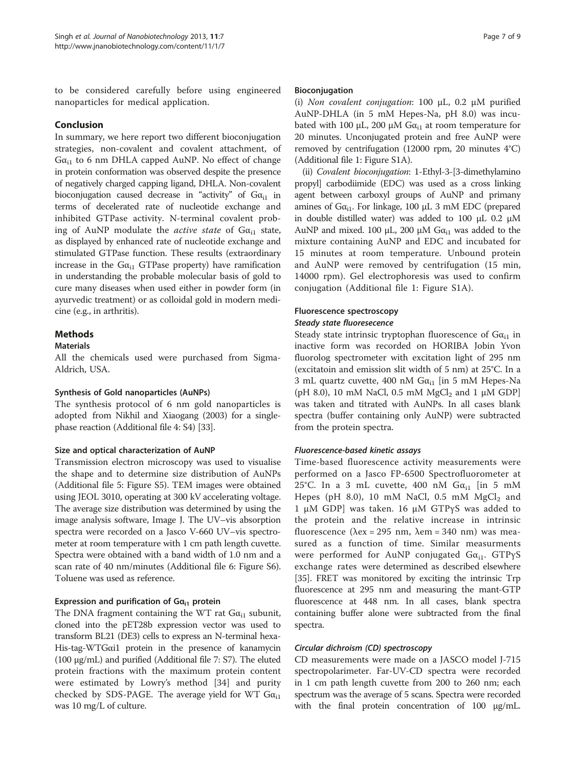to be considered carefully before using engineered nanoparticles for medical application.

## Conclusion

In summary, we here report two different bioconjugation strategies, non-covalent and covalent attachment, of $G\alpha_{i1}$ to 6 nm DHLA capped AuNP. No effect of change in protein conformation was observed despite the presence of negatively charged capping ligand, DHLA. Non-covalent bioconjugation caused decrease in "activity" of $G\alpha_{i1}$ in terms of decelerated rate of nucleotide exchange and inhibited GTPase activity. N-terminal covalent probing of AuNP modulate the *active state* of $G\alpha_{i1}$ state, as displayed by enhanced rate of nucleotide exchange and stimulated GTPase function. These results (extraordinary increase in the $G\alpha_{i1}$ GTPase property) have ramification in understanding the probable molecular basis of gold to cure many diseases when used either in powder form (in ayurvedic treatment) or as colloidal gold in modern medicine (e.g., in arthritis).

## Methods

### Materials

All the chemicals used were purchased from Sigma-Aldrich, USA.

### Synthesis of Gold nanoparticles (AuNPs)

The synthesis protocol of 6 nm gold nanoparticles is adopted from Nikhil and Xiaogang (2003) for a single-phase reaction (Additional file 4: S4) [33].

### Size and optical characterization of AuNP

Transmission electron microscopy was used to visualise the shape and to determine size distribution of AuNPs (Additional file 5: Figure S5). TEM images were obtained using JEOL 3010, operating at 300 kV accelerating voltage. The average size distribution was determined by using the image analysis software, Image J. The UV–vis absorption spectra were recorded on a Jasco V-660 UV–vis spectrometer at room temperature with 1 cm path length cuvette. Spectra were obtained with a band width of 1.0 nm and a scan rate of 40 nm/minutes (Additional file 6: Figure S6). Toluene was used as reference.

### Expression and purification of $G\alpha_{i1}$ protein

The DNA fragment containing the WT rat $G\alpha_{i1}$ subunit, cloned into the pET28b expression vector was used to transform BL21 (DE3) cells to express an N-terminal hexa-His-tag-WTGαi1 protein in the presence of kanamycin (100 μg/mL) and purified (Additional file 7: S7). The eluted protein fractions with the maximum protein content were estimated by Lowry's method [34] and purity checked by SDS-PAGE. The average yield for WT $G\alpha_{i1}$ was 10 mg/L of culture.

### Bioconjugation

(i) *Non covalent conjugation*: 100 μL, 0.2 μM purified AuNP-DHLA (in 5 mM Hepes-Na, pH 8.0) was incubated with 100 μL, 200 μM $G\alpha_{i1}$ at room temperature for 20 minutes. Unconjugated protein and free AuNP were removed by centrifugation (12000 rpm, 20 minutes 4°C) (Additional file 1: Figure S1A).

(ii) *Covalent bioconjugation*: 1-Ethyl-3-[3-dimethylamino propyl] carbodiimide (EDC) was used as a cross linking agent between carboxyl groups of AuNP and primany amines of $G\alpha_{i1}$. For linkage, 100 μL 3 mM EDC (prepared in double distilled water) was added to 100 μL 0.2 μM AuNP and mixed. 100 μL, 200 μM $G\alpha_{i1}$ was added to the mixture containing AuNP and EDC and incubated for 15 minutes at room temperature. Unbound protein and AuNP were removed by centrifugation (15 min, 14000 rpm). Gel electrophoresis was used to confirm conjugation (Additional file 1: Figure S1A).

### Fluorescence spectroscopy

#### *Steady state fluoresecence*

Steady state intrinsic tryptophan fluorescence of $G\alpha_{i1}$ in inactive form was recorded on HORIBA Jobin Yvon fluorolog spectrometer with excitation light of 295 nm (excitatoin and emission slit width of 5 nm) at 25°C. In a 3 mL quartz cuvette, 400 nM $G\alpha_{i1}$ [in 5 mM Hepes-Na (pH 8.0), 10 mM NaCl, 0.5 mM $MgCl_2$ and 1 μM GDP] was taken and titrated with AuNPs. In all cases blank spectra (buffer containing only AuNP) were subtracted from the protein spectra.

#### *Fluorescence-based kinetic assays*

Time-based fluorescence activity measurements were performed on a Jasco FP-6500 Spectrofluorometer at 25°C. In a 3 mL cuvette, 400 nM $G\alpha_{i1}$ [in 5 mM Hepes (pH 8.0), 10 mM NaCl, 0.5 mM $MgCl_2$ and 1 μM GDP] was taken. 16 μM GTPγS was added to the protein and the relative increase in intrinsic fluorescence ($\lambda$ex = 295 nm, $\lambda$em = 340 nm) was measured as a function of time. Similar measurments were performed for AuNP conjugated $G\alpha_{i1}$. GTPγS exchange rates were determined as described elsewhere [35]. FRET was monitored by exciting the intrinsic Trp fluorescence at 295 nm and measuring the mant-GTP fluorescence at 448 nm. In all cases, blank spectra containing buffer alone were subtracted from the final spectra.

#### *Circular dichroism (CD) spectroscopy*

CD measurements were made on a JASCO model J-715 spectropolarimeter. Far-UV-CD spectra were recorded in 1 cm path length cuvette from 200 to 260 nm; each spectrum was the average of 5 scans. Spectra were recorded with the final protein concentration of 100 μg/mL.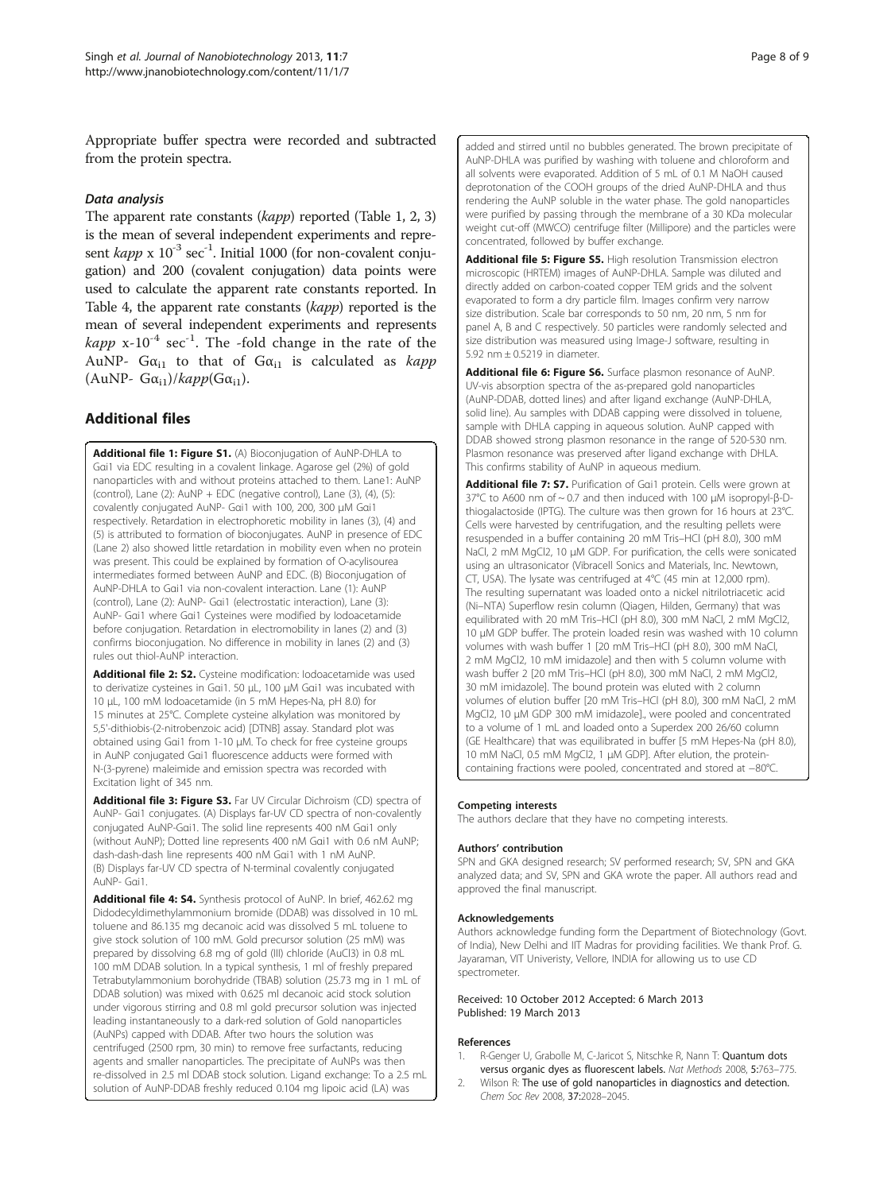Appropriate buffer spectra were recorded and subtracted from the protein spectra.

### *Data analysis*

The apparent rate constants (*kapp*) reported (Table 1, 2, 3) is the mean of several independent experiments and represent *kapp* x $10^{-3}$ $sec^{-1}$. Initial 1000 (for non-covalent conjugation) and 200 (covalent conjugation) data points were used to calculate the apparent rate constants reported. In Table 4, the apparent rate constants (*kapp*) reported is the mean of several independent experiments and represents *kapp* x-$10^{-4}$ $sec^{-1}$. The -fold change in the rate of the AuNP- $G\alpha_{i1}$ to that of $G\alpha_{i1}$ is calculated as *kapp* (AuNP- $G\alpha_{i1}$)/*kapp*($G\alpha_{i1}$).

## Additional files

**Additional file 1: Figure S1.** (A) Bioconjugation of AuNP-DHLA to Gαi1 via EDC resulting in a covalent linkage. Agarose gel (2%) of gold nanoparticles with and without proteins attached to them. Lane1: AuNP (control), Lane (2): AuNP + EDC (negative control), Lane (3), (4), (5): covalently conjugated AuNP- Gαi1 with 100, 200, 300 μM Gαi1 respectively. Retardation in electrophoretic mobility in lanes (3), (4) and (5) is attributed to formation of bioconjugates. AuNP in presence of EDC (Lane 2) also showed little retardation in mobility even when no protein was present. This could be explained by formation of O-acylisourea intermediates formed between AuNP and EDC. (B) Bioconjugation of AuNP-DHLA to Gαi1 via non-covalent interaction. Lane (1): AuNP (control), Lane (2): AuNP- Gαi1 (electrostatic interaction), Lane (3): AuNP- Gαi1 where Gαi1 Cysteines were modified by Iodoacetamide before conjugation. Retardation in electromobility in lanes (2) and (3) confirms bioconjugation. No difference in mobility in lanes (2) and (3) rules out thiol-AuNP interaction.

**Additional file 2: S2.** Cysteine modification: Iodoacetamide was used to derivatize cysteines in Gαi1. 50 μL, 100 μM Gαi1 was incubated with 10 μL, 100 mM Iodoacetamide (in 5 mM Hepes-Na, pH 8.0) for 15 minutes at 25°C. Complete cysteine alkylation was monitored by 5,5'-dithiobis-(2-nitrobenzoic acid) [DTNB] assay. Standard plot was obtained using Gαi1 from 1-10 μM. To check for free cysteine groups in AuNP conjugated Gαi1 fluorescence adducts were formed with N-(3-pyrene) maleimide and emission spectra was recorded with Excitation light of 345 nm.

**Additional file 3: Figure S3.** Far UV Circular Dichroism (CD) spectra of AuNP- Gαi1 conjugates. (A) Displays far-UV CD spectra of non-covalently conjugated AuNP-Gαi1. The solid line represents 400 nM Gαi1 only (without AuNP); Dotted line represents 400 nM Gαi1 with 0.6 nM AuNP; dash-dash-dash line represents 400 nM Gαi1 with 1 nM AuNP. (B) Displays far-UV CD spectra of N-terminal covalently conjugated AuNP- Gαi1.

**Additional file 4: S4.** Synthesis protocol of AuNP. In brief, 462.62 mg Didodecyldimethylammonium bromide (DDAB) was dissolved in 10 mL toluene and 86.135 mg decanoic acid was dissolved 5 mL toluene to give stock solution of 100 mM. Gold precursor solution (25 mM) was prepared by dissolving 6.8 mg of gold (III) chloride ($AuCl_3$) in 0.8 mL 100 mM DDAB solution. In a typical synthesis, 1 ml of freshly prepared Tetrabutylammonium borohydride (TBAB) solution (25.73 mg in 1 mL of DDAB solution) was mixed with 0.625 ml decanoic acid stock solution under vigorous stirring and 0.8 ml gold precursor solution was injected leading instantaneously to a dark-red solution of Gold nanoparticles (AuNPs) capped with DDAB. After two hours the solution was centrifuged (2500 rpm, 30 min) to remove free surfactants, reducing agents and smaller nanoparticles. The precipitate of AuNPs was then re-dissolved in 2.5 ml DDAB stock solution. Ligand exchange: To a 2.5 mL solution of AuNP-DDAB freshly reduced 0.104 mg lipoic acid (LA) was added and stirred until no bubbles generated. The brown precipitate of AuNP-DHLA was purified by washing with toluene and chloroform and all solvents were evaporated. Addition of 5 mL of 0.1 M NaOH caused deprotonation of the COOH groups of the dried AuNP-DHLA and thus rendering the AuNP soluble in the water phase. The gold nanoparticles were purified by passing through the membrane of a 30 KDa molecular weight cut-off (MWCO) centrifuge filter (Millipore) and the particles were concentrated, followed by buffer exchange.

**Additional file 5: Figure S5.** High resolution Transmission electron microscopic (HRTEM) images of AuNP-DHLA. Sample was diluted and directly added on carbon-coated copper TEM grids and the solvent evaporated to form a dry particle film. Images confirm very narrow size distribution. Scale bar corresponds to 50 nm, 20 nm, 5 nm for panel A, B and C respectively. 50 particles were randomly selected and size distribution was measured using Image-J software, resulting in 5.92 nm ± 0.5219 in diameter.

**Additional file 6: Figure S6.** Surface plasmon resonance of AuNP. UV-vis absorption spectra of the as-prepared gold nanoparticles (AuNP-DDAB, dotted lines) and after ligand exchange (AuNP-DHLA, solid line). Au samples with DDAB capping were dissolved in toluene, sample with DHLA capping in aqueous solution. AuNP capped with DDAB showed strong plasmon resonance in the range of 520-530 nm. Plasmon resonance was preserved after ligand exchange with DHLA. This confirms stability of AuNP in aqueous medium.

**Additional file 7: S7.** Purification of Gαi1 protein. Cells were grown at 37°C to A600 nm of ~ 0.7 and then induced with 100 μM isopropyl-β-D-thiogalactoside (IPTG). The culture was then grown for 16 hours at 23°C. Cells were harvested by centrifugation, and the resulting pellets were resuspended in a buffer containing 20 mM Tris–HCl (pH 8.0), 300 mM NaCl, 2 mM $MgCl_2$, 10 μM GDP. For purification, the cells were sonicated using an ultrasonicator (Vibracell Sonics and Materials, Inc. Newtown, CT, USA). The lysate was centrifuged at 4°C (45 min at 12,000 rpm). The resulting supernatant was loaded onto a nickel nitrilotriacetic acid (Ni–NTA) Superflow resin column (Qiagen, Hilden, Germany) that was equilibrated with 20 mM Tris–HCl (pH 8.0), 300 mM NaCl, 2 mM $MgCl_2$, 10 μM GDP buffer. The protein loaded resin was washed with 10 column volumes with wash buffer 1 [20 mM Tris–HCl (pH 8.0), 300 mM NaCl, 2 mM $MgCl_2$, 10 mM imidazole] and then with 5 column volume with wash buffer 2 [20 mM Tris–HCl (pH 8.0), 300 mM NaCl, 2 mM $MgCl_2$, 30 mM imidazole]. The bound protein was eluted with 2 column volumes of elution buffer [20 mM Tris–HCl (pH 8.0), 300 mM NaCl, 2 mM $MgCl_2$, 10 μM GDP 300 mM imidazole]., were pooled and concentrated to a volume of 1 mL and loaded onto a Superdex 200 26/60 column (GE Healthcare) that was equilibrated in buffer [5 mM Hepes-Na (pH 8.0), 10 mM NaCl, 0.5 mM $MgCl_2$, 1 μM GDP]. After elution, the protein-containing fractions were pooled, concentrated and stored at −80°C.

#### Competing interests

The authors declare that they have no competing interests.

#### Authors' contribution

SPN and GKA designed research; SV performed research; SV, SPN and GKA analyzed data; and SV, SPN and GKA wrote the paper. All authors read and approved the final manuscript.

#### Acknowledgements

Authors acknowledge funding form the Department of Biotechnology (Govt. of India), New Delhi and IIT Madras for providing facilities. We thank Prof. G. Jayaraman, VIT Univeristy, Vellore, INDIA for allowing us to use CD spectrometer.

Received: 10 October 2012 Accepted: 6 March 2013
Published: 19 March 2013

#### References

1. R-Genger U, Grabolle M, C-Jaricot S, Nitschke R, Nann T: **Quantum dots versus organic dyes as fluorescent labels.** *Nat Methods* 2008, **5:**763–775.
2. Wilson R: **The use of gold nanoparticles in diagnostics and detection.** *Chem Soc Rev* 2008, **37:**2028–2045.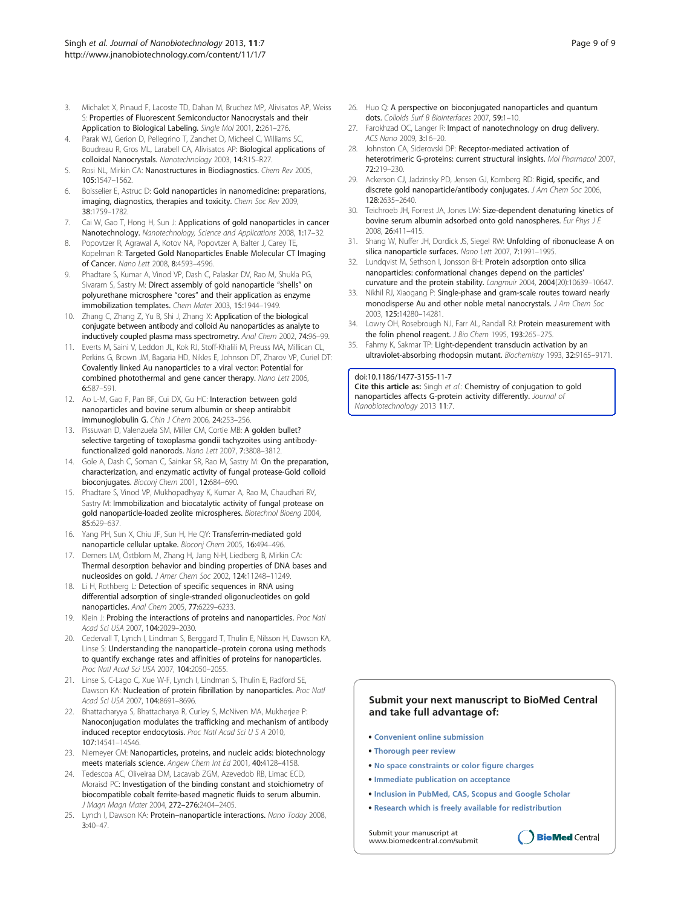3. Michalet X, Pinaud F, Lacoste TD, Dahan M, Bruchez MP, Alivisatos AP, Weiss S: **Properties of Fluorescent Semiconductor Nanocrystals and their Application to Biological Labeling.** *Single Mol* 2001, **2**:261–276.
4. Parak WJ, Gerion D, Pellegrino T, Zanchet D, Micheel C, Williams SC, Boudreau R, Gros ML, Larabell CA, Alivisatos AP: **Biological applications of colloidal Nanocrystals.** *Nanotechnology* 2003, **14**:R15–R27.
5. Rosi NL, Mirkin CA: **Nanostructures in Biodiagnostics.** *Chem Rev* 2005, **105**:1547–1562.
6. Boisselier E, Astruc D: **Gold nanoparticles in nanomedicine: preparations, imaging, diagnostics, therapies and toxicity.** *Chem Soc Rev* 2009, **38**:1759–1782.
7. Cai W, Gao T, Hong H, Sun J: **Applications of gold nanoparticles in cancer Nanotechnology.** *Nanotechnology, Science and Applications* 2008, **1**:17–32.
8. Popovtzer R, Agrawal A, Kotov NA, Popovtzer A, Balter J, Carey TE, Kopelman R: **Targeted Gold Nanoparticles Enable Molecular CT Imaging of Cancer.** *Nano Lett* 2008, **8**:4593–4596.
9. Phadtare S, Kumar A, Vinod VP, Dash C, Palaskar DV, Rao M, Shukla PG, Sivaram S, Sastry M: **Direct assembly of gold nanoparticle "shells" on polyurethane microsphere "cores" and their application as enzyme immobilization templates.** *Chem Mater* 2003, **15**:1944–1949.
10. Zhang C, Zhang Z, Yu B, Shi J, Zhang X: **Application of the biological conjugate between antibody and colloid Au nanoparticles as analyte to inductively coupled plasma mass spectrometry.** *Anal Chem* 2002, **74**:96–99.
11. Everts M, Saini V, Leddon JL, Kok RJ, Stoff-Khalili M, Preuss MA, Millican CL, Perkins G, Brown JM, Bagaria HD, Nikles E, Johnson DT, Zharov VP, Curiel DT: **Covalently linked Au nanoparticles to a viral vector: Potential for combined photothermal and gene cancer therapy.** *Nano Lett* 2006, **6**:587–591.
12. Ao L-M, Gao F, Pan BF, Cui DX, Gu HC: **Interaction between gold nanoparticles and bovine serum albumin or sheep antirabbit immunoglobulin G.** *Chin J Chem* 2006, **24**:253–256.
13. Pissuwan D, Valenzuela SM, Miller CM, Cortie MB: **A golden bullet? selective targeting of toxoplasma gondii tachyzoites using antibody-functionalized gold nanorods.** *Nano Lett* 2007, **7**:3808–3812.
14. Gole A, Dash C, Soman C, Sainkar SR, Rao M, Sastry M: **On the preparation, characterization, and enzymatic activity of fungal protease-Gold colloid bioconjugates.** *Bioconj Chem* 2001, **12**:684–690.
15. Phadtare S, Vinod VP, Mukhopadhyay K, Kumar A, Rao M, Chaudhari RV, Sastry M: **Immobilization and biocatalytic activity of fungal protease on gold nanoparticle-loaded zeolite microspheres.** *Biotechnol Bioeng* 2004, **85**:629–637.
16. Yang PH, Sun X, Chiu JF, Sun H, He QY: **Transferrin-mediated gold nanoparticle cellular uptake.** *Bioconj Chem* 2005, **16**:494–496.
17. Demers LM, Östblom M, Zhang H, Jang N-H, Liedberg B, Mirkin CA: **Thermal desorption behavior and binding properties of DNA bases and nucleosides on gold.** *J Amer Chem Soc* 2002, **124**:11248–11249.
18. Li H, Rothberg L: **Detection of specific sequences in RNA using differential adsorption of single-stranded oligonucleotides on gold nanoparticles.** *Anal Chem* 2005, **77**:6229–6233.
19. Klein J: **Probing the interactions of proteins and nanoparticles.** *Proc Natl Acad Sci USA* 2007, **104**:2029–2030.
20. Cedervall T, Lynch I, Lindman S, Berggard T, Thulin E, Nilsson H, Dawson KA, Linse S: **Understanding the nanoparticle–protein corona using methods to quantify exchange rates and affinities of proteins for nanoparticles.** *Proc Natl Acad Sci USA* 2007, **104**:2050–2055.
21. Linse S, C-Lago C, Xue W-F, Lynch I, Lindman S, Thulin E, Radford SE, Dawson KA: **Nucleation of protein fibrillation by nanoparticles.** *Proc Natl Acad Sci USA* 2007, **104**:8691–8696.
22. Bhattacharyya S, Bhattacharya R, Curley S, McNiven MA, Mukherjee P: **Nanoconjugation modulates the trafficking and mechanism of antibody induced receptor endocytosis.** *Proc Natl Acad Sci U S A* 2010, **107**:14541–14546.
23. Niemeyer CM: **Nanoparticles, proteins, and nucleic acids: biotechnology meets materials science.** *Angew Chem Int Ed* 2001, **40**:4128–4158.
24. Tedescoa AC, Oliveiraa DM, Lacavab ZGM, Azevedob RB, Limac ECD, Moraisd PC: **Investigation of the binding constant and stoichiometry of biocompatible cobalt ferrite-based magnetic fluids to serum albumin.** *J Magn Magn Mater* 2004, **272–276**:2404–2405.
25. Lynch I, Dawson KA: **Protein–nanoparticle interactions.** *Nano Today* 2008, **3**:40–47.
26. Huo Q: **A perspective on bioconjugated nanoparticles and quantum dots.** *Colloids Surf B Biointerfaces* 2007, **59**:1–10.
27. Farokhzad OC, Langer R: **Impact of nanotechnology on drug delivery.** *ACS Nano* 2009, **3**:16–20.
28. Johnston CA, Siderovski DP: **Receptor-mediated activation of heterotrimeric G-proteins: current structural insights.** *Mol Pharmacol* 2007, **72**:219–230.
29. Ackerson CJ, Jadzinsky PD, Jensen GJ, Kornberg RD: **Rigid, specific, and discrete gold nanoparticle/antibody conjugates.** *J Am Chem Soc* 2006, **128**:2635–2640.
30. Teichroeb JH, Forrest JA, Jones LW: **Size-dependent denaturing kinetics of bovine serum albumin adsorbed onto gold nanospheres.** *Eur Phys J E* 2008, **26**:411–415.
31. Shang W, Nuffer JH, Dordick JS, Siegel RW: **Unfolding of ribonuclease A on silica nanoparticle surfaces.** *Nano Lett* 2007, **7**:1991–1995.
32. Lundqvist M, Sethson I, Jonsson BH: **Protein adsorption onto silica nanoparticles: conformational changes depend on the particles' curvature and the protein stability.** *Langmuir* 2004, **2004**(20):10639–10647.
33. Nikhil RJ, Xiaogang P: **Single-phase and gram-scale routes toward nearly monodisperse Au and other noble metal nanocrystals.** *J Am Chem Soc* 2003, **125**:14280–14281.
34. Lowry OH, Rosebrough NJ, Farr AL, Randall RJ: **Protein measurement with the folin phenol reagent.** *J Bio Chem* 1995, **193**:265–275.
35. Fahmy K, Sakmar TP: **Light-dependent transducin activation by an ultraviolet-absorbing rhodopsin mutant.** *Biochemistry* 1993, **32**:9165–9171.

doi:10.1186/1477-3155-11-7

**Cite this article as:** Singh *et al.*: Chemistry of conjugation to gold nanoparticles affects G-protein activity differently. *Journal of Nanobiotechnology* 2013 **11**:7.

**Submit your next manuscript to BioMed Central and take full advantage of:**

- **Convenient online submission**
- **Thorough peer review**
- **No space constraints or color figure charges**
- **Immediate publication on acceptance**
- **Inclusion in PubMed, CAS, Scopus and Google Scholar**
- **Research which is freely available for redistribution**

Submit your manuscript at www.biomedcentral.com/submit

BioMed Central